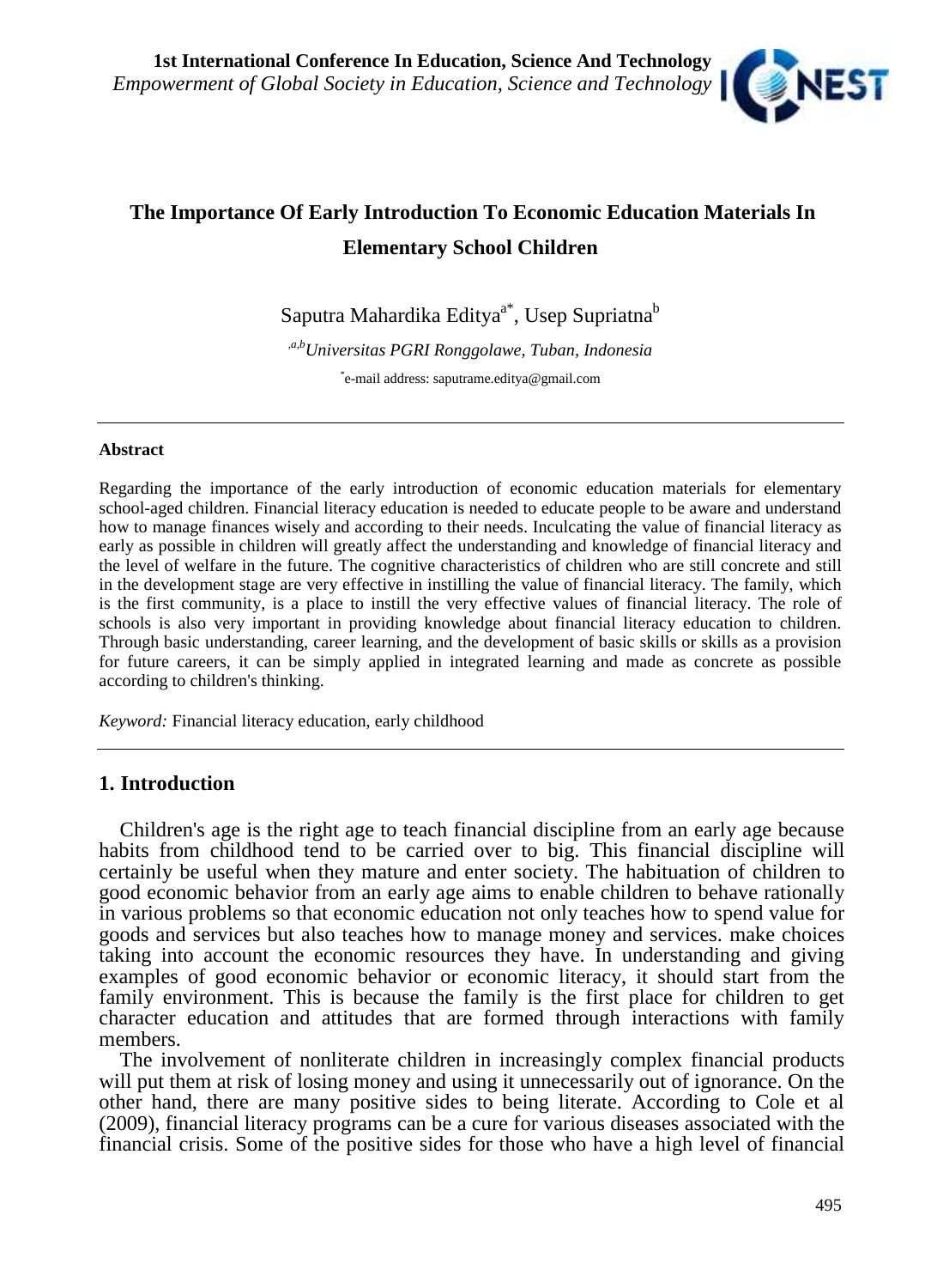# The Importance Of Early Introduction To Economic Education Materials In Elementary School Children

Saputra Mahardika Editya[a*], Usep Supriatna[b]

[a,b]*Universitas PGRI Ronggolawe, Tuban, Indonesia*

[*]e-mail address: saputrame.editya@gmail.com

---

**Abstract**

Regarding the importance of the early introduction of economic education materials for elementary school-aged children. Financial literacy education is needed to educate people to be aware and understand how to manage finances wisely and according to their needs. Inculcating the value of financial literacy as early as possible in children will greatly affect the understanding and knowledge of financial literacy and the level of welfare in the future. The cognitive characteristics of children who are still concrete and still in the development stage are very effective in instilling the value of financial literacy. The family, which is the first community, is a place to instill the very effective values of financial literacy. The role of schools is also very important in providing knowledge about financial literacy education to children. Through basic understanding, career learning, and the development of basic skills or skills as a provision for future careers, it can be simply applied in integrated learning and made as concrete as possible according to children's thinking.

*Keyword:* Financial literacy education, early childhood

---

## 1. Introduction

Children's age is the right age to teach financial discipline from an early age because habits from childhood tend to be carried over to big. This financial discipline will certainly be useful when they mature and enter society. The habituation of children to good economic behavior from an early age aims to enable children to behave rationally in various problems so that economic education not only teaches how to spend value for goods and services but also teaches how to manage money and services. make choices taking into account the economic resources they have. In understanding and giving examples of good economic behavior or economic literacy, it should start from the family environment. This is because the family is the first place for children to get character education and attitudes that are formed through interactions with family members.

The involvement of nonliterate children in increasingly complex financial products will put them at risk of losing money and using it unnecessarily out of ignorance. On the other hand, there are many positive sides to being literate. According to Cole et al (2009), financial literacy programs can be a cure for various diseases associated with the financial crisis. Some of the positive sides for those who have a high level of financial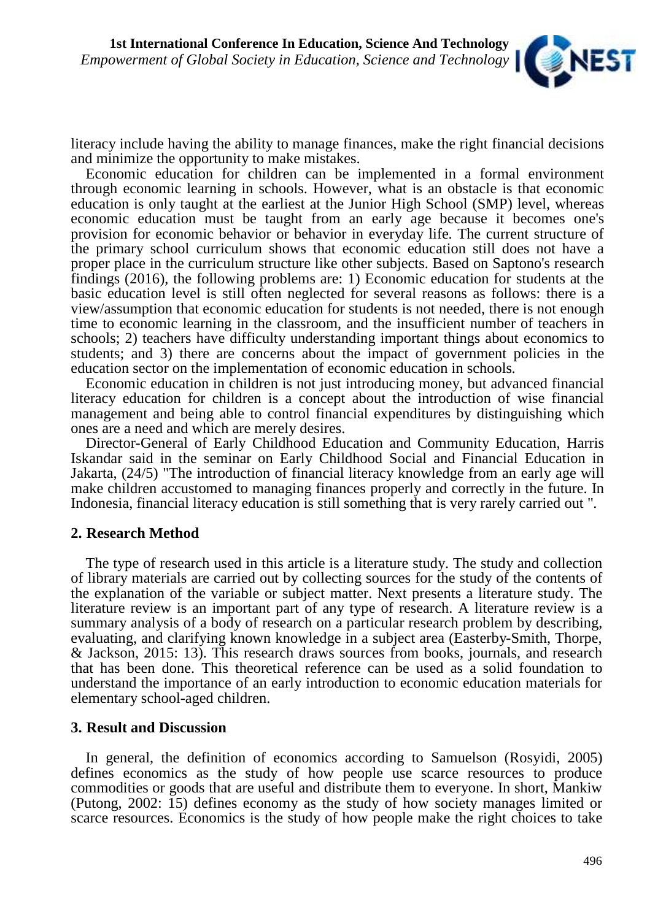literacy include having the ability to manage finances, make the right financial decisions and minimize the opportunity to make mistakes.

Economic education for children can be implemented in a formal environment through economic learning in schools. However, what is an obstacle is that economic education is only taught at the earliest at the Junior High School (SMP) level, whereas economic education must be taught from an early age because it becomes one's provision for economic behavior or behavior in everyday life. The current structure of the primary school curriculum shows that economic education still does not have a proper place in the curriculum structure like other subjects. Based on Saptono's research findings (2016), the following problems are: 1) Economic education for students at the basic education level is still often neglected for several reasons as follows: there is a view/assumption that economic education for students is not needed, there is not enough time to economic learning in the classroom, and the insufficient number of teachers in schools; 2) teachers have difficulty understanding important things about economics to students; and 3) there are concerns about the impact of government policies in the education sector on the implementation of economic education in schools.

Economic education in children is not just introducing money, but advanced financial literacy education for children is a concept about the introduction of wise financial management and being able to control financial expenditures by distinguishing which ones are a need and which are merely desires.

Director-General of Early Childhood Education and Community Education, Harris Iskandar said in the seminar on Early Childhood Social and Financial Education in Jakarta, (24/5) "The introduction of financial literacy knowledge from an early age will make children accustomed to managing finances properly and correctly in the future. In Indonesia, financial literacy education is still something that is very rarely carried out ".

## 2. Research Method

The type of research used in this article is a literature study. The study and collection of library materials are carried out by collecting sources for the study of the contents of the explanation of the variable or subject matter. Next presents a literature study. The literature review is an important part of any type of research. A literature review is a summary analysis of a body of research on a particular research problem by describing, evaluating, and clarifying known knowledge in a subject area (Easterby-Smith, Thorpe, & Jackson, 2015: 13). This research draws sources from books, journals, and research that has been done. This theoretical reference can be used as a solid foundation to understand the importance of an early introduction to economic education materials for elementary school-aged children.

## 3. Result and Discussion

In general, the definition of economics according to Samuelson (Rosyidi, 2005) defines economics as the study of how people use scarce resources to produce commodities or goods that are useful and distribute them to everyone. In short, Mankiw (Putong, 2002: 15) defines economy as the study of how society manages limited or scarce resources. Economics is the study of how people make the right choices to take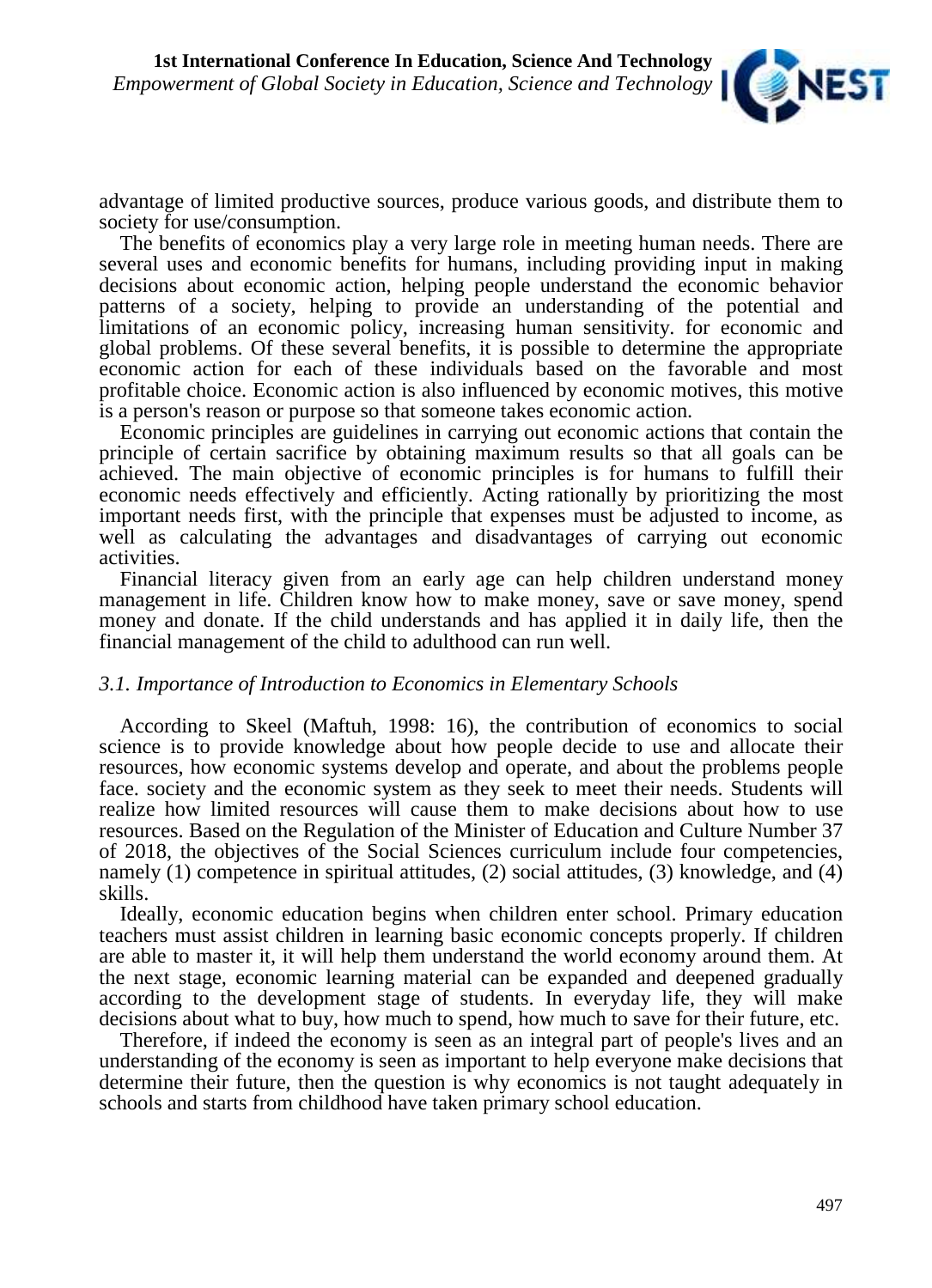advantage of limited productive sources, produce various goods, and distribute them to society for use/consumption.

The benefits of economics play a very large role in meeting human needs. There are several uses and economic benefits for humans, including providing input in making decisions about economic action, helping people understand the economic behavior patterns of a society, helping to provide an understanding of the potential and limitations of an economic policy, increasing human sensitivity. for economic and global problems. Of these several benefits, it is possible to determine the appropriate economic action for each of these individuals based on the favorable and most profitable choice. Economic action is also influenced by economic motives, this motive is a person's reason or purpose so that someone takes economic action.

Economic principles are guidelines in carrying out economic actions that contain the principle of certain sacrifice by obtaining maximum results so that all goals can be achieved. The main objective of economic principles is for humans to fulfill their economic needs effectively and efficiently. Acting rationally by prioritizing the most important needs first, with the principle that expenses must be adjusted to income, as well as calculating the advantages and disadvantages of carrying out economic activities.

Financial literacy given from an early age can help children understand money management in life. Children know how to make money, save or save money, spend money and donate. If the child understands and has applied it in daily life, then the financial management of the child to adulthood can run well.

### *3.1. Importance of Introduction to Economics in Elementary Schools*

According to Skeel (Maftuh, 1998: 16), the contribution of economics to social science is to provide knowledge about how people decide to use and allocate their resources, how economic systems develop and operate, and about the problems people face. society and the economic system as they seek to meet their needs. Students will realize how limited resources will cause them to make decisions about how to use resources. Based on the Regulation of the Minister of Education and Culture Number 37 of 2018, the objectives of the Social Sciences curriculum include four competencies, namely (1) competence in spiritual attitudes, (2) social attitudes, (3) knowledge, and (4) skills.

Ideally, economic education begins when children enter school. Primary education teachers must assist children in learning basic economic concepts properly. If children are able to master it, it will help them understand the world economy around them. At the next stage, economic learning material can be expanded and deepened gradually according to the development stage of students. In everyday life, they will make decisions about what to buy, how much to spend, how much to save for their future, etc.

Therefore, if indeed the economy is seen as an integral part of people's lives and an understanding of the economy is seen as important to help everyone make decisions that determine their future, then the question is why economics is not taught adequately in schools and starts from childhood have taken primary school education.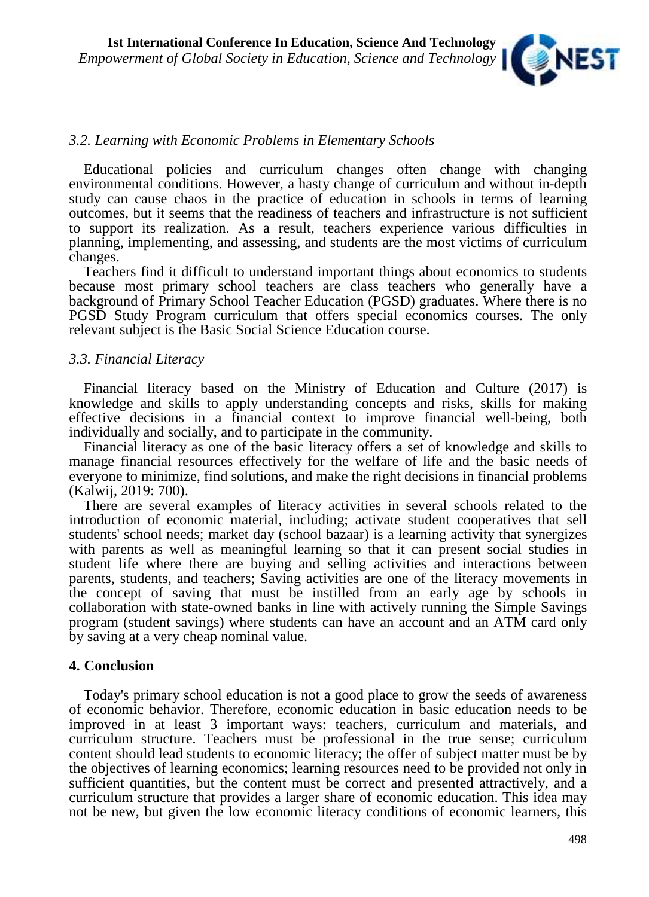### *3.2. Learning with Economic Problems in Elementary Schools*

Educational policies and curriculum changes often change with changing environmental conditions. However, a hasty change of curriculum and without in-depth study can cause chaos in the practice of education in schools in terms of learning outcomes, but it seems that the readiness of teachers and infrastructure is not sufficient to support its realization. As a result, teachers experience various difficulties in planning, implementing, and assessing, and students are the most victims of curriculum changes.

Teachers find it difficult to understand important things about economics to students because most primary school teachers are class teachers who generally have a background of Primary School Teacher Education (PGSD) graduates. Where there is no PGSD Study Program curriculum that offers special economics courses. The only relevant subject is the Basic Social Science Education course.

### *3.3. Financial Literacy*

Financial literacy based on the Ministry of Education and Culture (2017) is knowledge and skills to apply understanding concepts and risks, skills for making effective decisions in a financial context to improve financial well-being, both individually and socially, and to participate in the community.

Financial literacy as one of the basic literacy offers a set of knowledge and skills to manage financial resources effectively for the welfare of life and the basic needs of everyone to minimize, find solutions, and make the right decisions in financial problems (Kalwij, 2019: 700).

There are several examples of literacy activities in several schools related to the introduction of economic material, including; activate student cooperatives that sell students' school needs; market day (school bazaar) is a learning activity that synergizes with parents as well as meaningful learning so that it can present social studies in student life where there are buying and selling activities and interactions between parents, students, and teachers; Saving activities are one of the literacy movements in the concept of saving that must be instilled from an early age by schools in collaboration with state-owned banks in line with actively running the Simple Savings program (student savings) where students can have an account and an ATM card only by saving at a very cheap nominal value.

## **4. Conclusion**

Today's primary school education is not a good place to grow the seeds of awareness of economic behavior. Therefore, economic education in basic education needs to be improved in at least 3 important ways: teachers, curriculum and materials, and curriculum structure. Teachers must be professional in the true sense; curriculum content should lead students to economic literacy; the offer of subject matter must be by the objectives of learning economics; learning resources need to be provided not only in sufficient quantities, but the content must be correct and presented attractively, and a curriculum structure that provides a larger share of economic education. This idea may not be new, but given the low economic literacy conditions of economic learners, this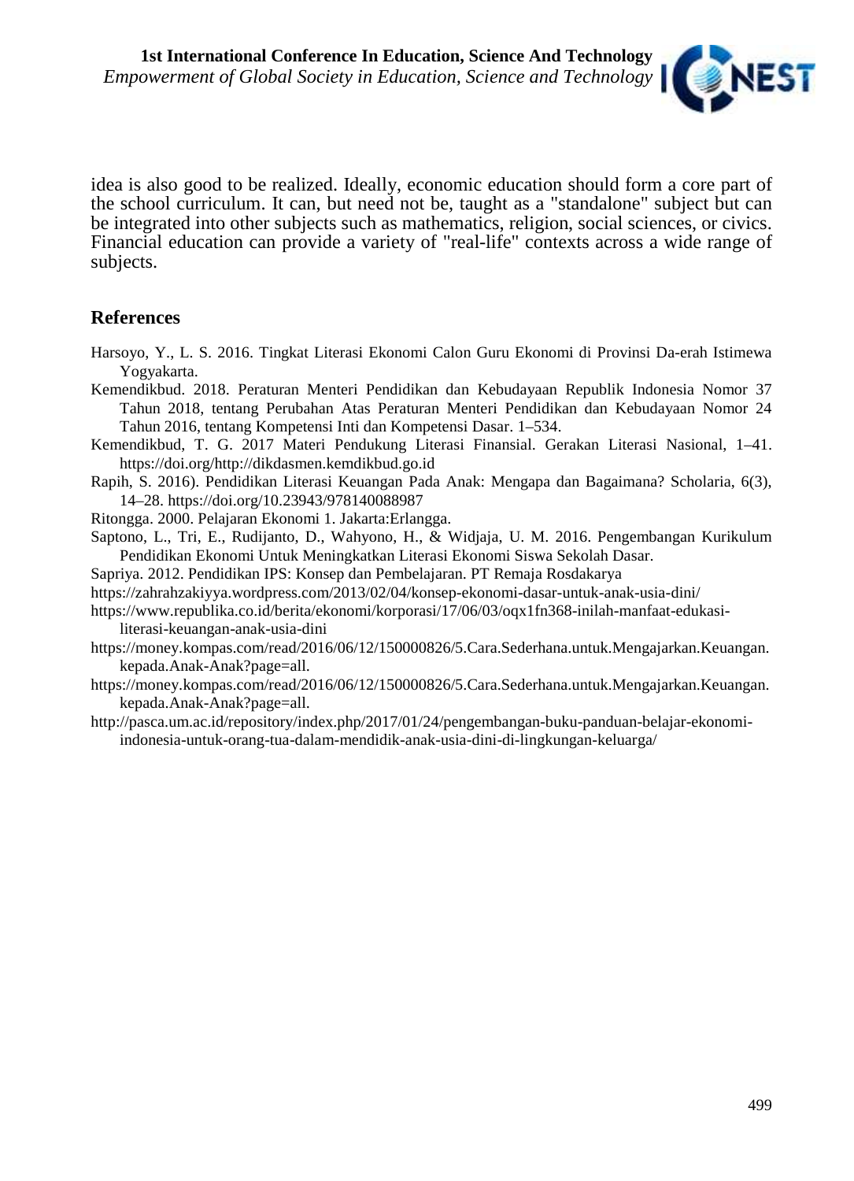idea is also good to be realized. Ideally, economic education should form a core part of the school curriculum. It can, but need not be, taught as a "standalone" subject but can be integrated into other subjects such as mathematics, religion, social sciences, or civics. Financial education can provide a variety of "real-life" contexts across a wide range of subjects.

## References

Harsoyo, Y., L. S. 2016. Tingkat Literasi Ekonomi Calon Guru Ekonomi di Provinsi Da-erah Istimewa Yogyakarta.

Kemendikbud. 2018. Peraturan Menteri Pendidikan dan Kebudayaan Republik Indonesia Nomor 37 Tahun 2018, tentang Perubahan Atas Peraturan Menteri Pendidikan dan Kebudayaan Nomor 24 Tahun 2016, tentang Kompetensi Inti dan Kompetensi Dasar. 1–534.

Kemendikbud, T. G. 2017 Materi Pendukung Literasi Finansial. Gerakan Literasi Nasional, 1–41. https://doi.org/http://dikdasmen.kemdikbud.go.id

Rapih, S. 2016). Pendidikan Literasi Keuangan Pada Anak: Mengapa dan Bagaimana? Scholaria, 6(3), 14–28. https://doi.org/10.23943/978140088987

Ritongga. 2000. Pelajaran Ekonomi 1. Jakarta:Erlangga.

Saptono, L., Tri, E., Rudijanto, D., Wahyono, H., & Widjaja, U. M. 2016. Pengembangan Kurikulum Pendidikan Ekonomi Untuk Meningkatkan Literasi Ekonomi Siswa Sekolah Dasar.

Sapriya. 2012. Pendidikan IPS: Konsep dan Pembelajaran. PT Remaja Rosdakarya

https://zahrahzakiyya.wordpress.com/2013/02/04/konsep-ekonomi-dasar-untuk-anak-usia-dini/

https://www.republika.co.id/berita/ekonomi/korporasi/17/06/03/oqx1fn368-inilah-manfaat-edukasi-literasi-keuangan-anak-usia-dini

https://money.kompas.com/read/2016/06/12/150000826/5.Cara.Sederhana.untuk.Mengajarkan.Keuangan.kepada.Anak-Anak?page=all.

https://money.kompas.com/read/2016/06/12/150000826/5.Cara.Sederhana.untuk.Mengajarkan.Keuangan.kepada.Anak-Anak?page=all.

http://pasca.um.ac.id/repository/index.php/2017/01/24/pengembangan-buku-panduan-belajar-ekonomi-indonesia-untuk-orang-tua-dalam-mendidik-anak-usia-dini-di-lingkungan-keluarga/